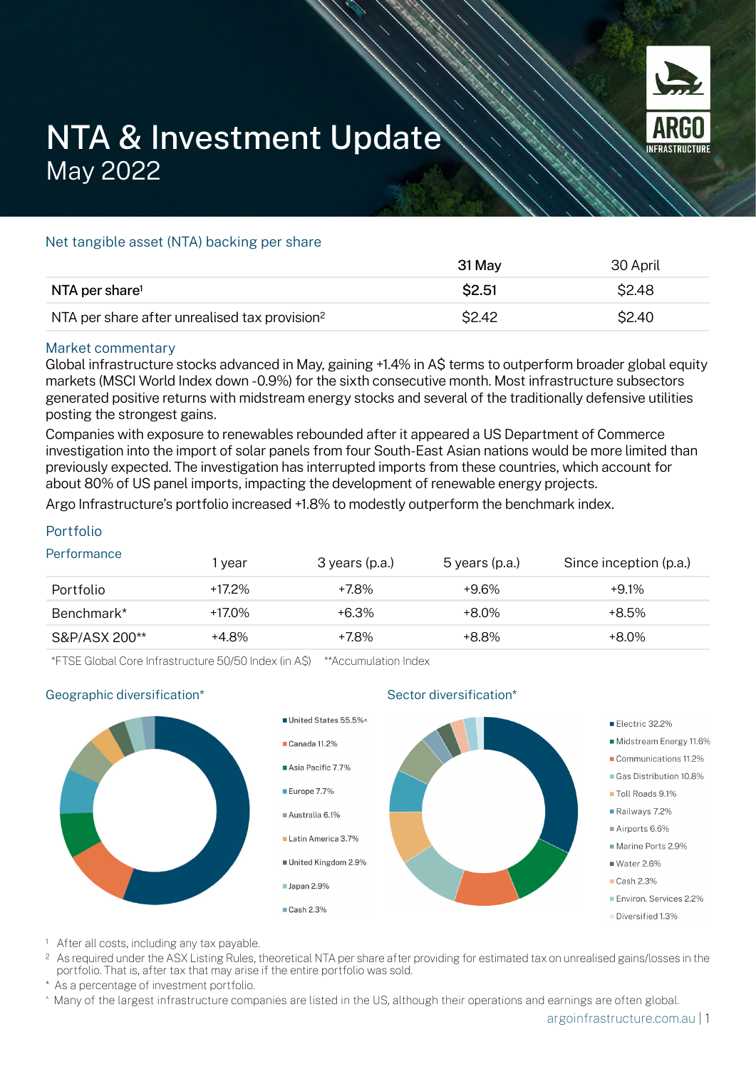# NTA & Investment Update

May 2022

ARGO INFRASTRUCTURE

## Net tangible asset (NTA) backing per share

| | 31 May | 30 April |
|---|---|---|
| NTA per share[1] | **$2.51** | $2.48 |
| NTA per share after unrealised tax provision[2] | $2.42 | $2.40 |

## Market commentary

Global infrastructure stocks advanced in May, gaining +1.4% in A$ terms to outperform broader global equity markets (MSCI World Index down -0.9%) for the sixth consecutive month. Most infrastructure subsectors generated positive returns with midstream energy stocks and several of the traditionally defensive utilities posting the strongest gains.

Companies with exposure to renewables rebounded after it appeared a US Department of Commerce investigation into the import of solar panels from four South-East Asian nations would be more limited than previously expected. The investigation has interrupted imports from these countries, which account for about 80% of US panel imports, impacting the development of renewable energy projects.

Argo Infrastructure's portfolio increased +1.8% to modestly outperform the benchmark index.

## Portfolio

### Performance

| | 1 year | 3 years (p.a.) | 5 years (p.a.) | Since inception (p.a.) |
|---|---|---|---|---|
| Portfolio | +17.2% | +7.8% | +9.6% | +9.1% |
| Benchmark* | +17.0% | +6.3% | +8.0% | +8.5% |
| S&P/ASX 200** | +4.8% | +7.8% | +8.8% | +8.0% |

*FTSE Global Core Infrastructure 50/50 Index (in A$) **Accumulation Index

### Geographic diversification*

- United States 55.5%^
- Canada 11.2%
- Asia Pacific 7.7%
- Europe 7.7%
- Australia 6.1%
- Latin America 3.7%
- United Kingdom 2.9%
- Japan 2.9%
- Cash 2.3%

### Sector diversification*

- Electric 32.2%
- Midstream Energy 11.6%
- Communications 11.2%
- Gas Distribution 10.8%
- Toll Roads 9.1%
- Railways 7.2%
- Airports 6.6%
- Marine Ports 2.9%
- Water 2.6%
- Cash 2.3%
- Environ. Services 2.2%
- Diversified 1.3%

[1] After all costs, including any tax payable.

[2] As required under the ASX Listing Rules, theoretical NTA per share after providing for estimated tax on unrealised gains/losses in the portfolio. That is, after tax that may arise if the entire portfolio was sold.

\* As a percentage of investment portfolio.

^ Many of the largest infrastructure companies are listed in the US, although their operations and earnings are often global.

argoinfrastructure.com.au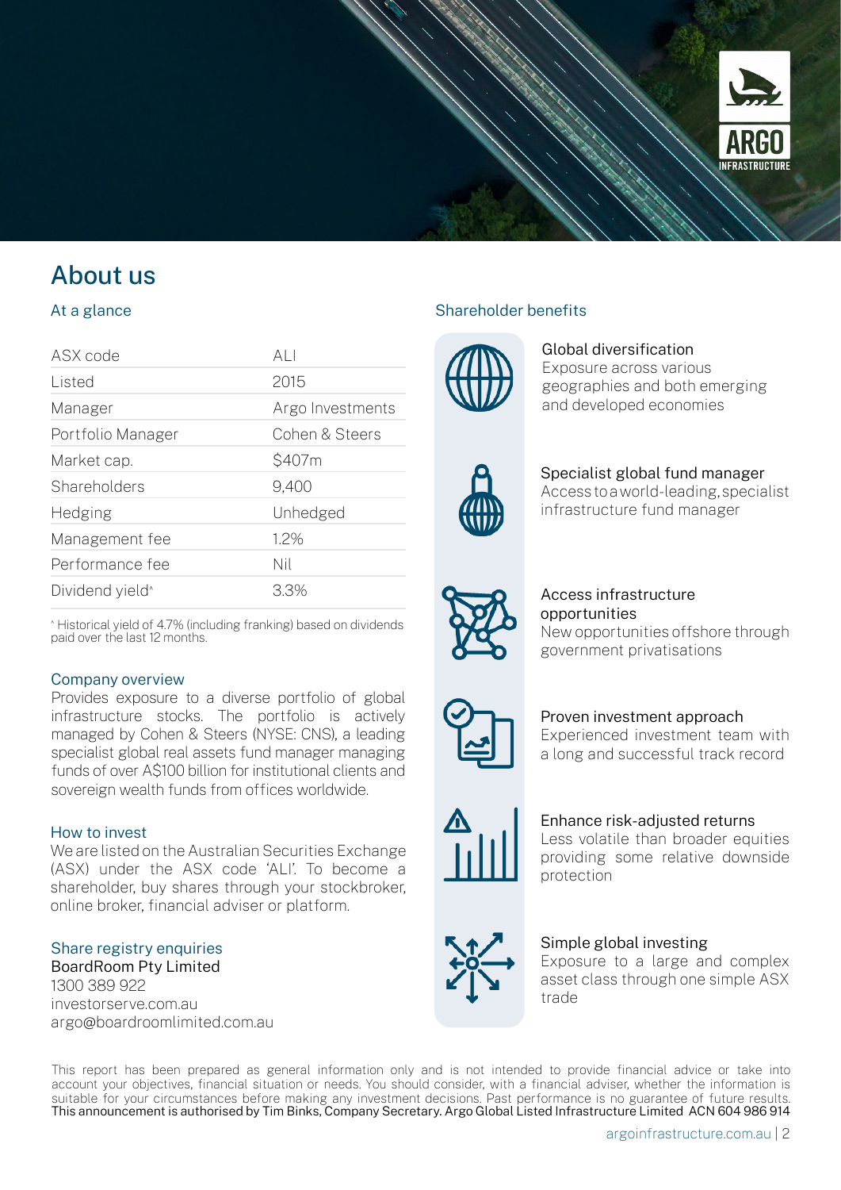# About us

## At a glance

| | |
|---|---|
| ASX code | ALI |
| Listed | 2015 |
| Manager | Argo Investments |
| Portfolio Manager | Cohen & Steers |
| Market cap. | $407m |
| Shareholders | 9,400 |
| Hedging | Unhedged |
| Management fee | 1.2% |
| Performance fee | Nil |
| Dividend yield^ | 3.3% |

^ Historical yield of 4.7% (including franking) based on dividends paid over the last 12 months.

### Company overview

Provides exposure to a diverse portfolio of global infrastructure stocks. The portfolio is actively managed by Cohen & Steers (NYSE: CNS), a leading specialist global real assets fund manager managing funds of over A$100 billion for institutional clients and sovereign wealth funds from offices worldwide.

### How to invest

We are listed on the Australian Securities Exchange (ASX) under the ASX code 'ALI'. To become a shareholder, buy shares through your stockbroker, online broker, financial adviser or platform.

### Share registry enquiries

BoardRoom Pty Limited
1300 389 922
investorserve.com.au
argo@boardroomlimited.com.au

## Shareholder benefits

**Global diversification**
Exposure across various geographies and both emerging and developed economies

**Specialist global fund manager**
Access to a world-leading, specialist infrastructure fund manager

**Access infrastructure opportunities**
New opportunities offshore through government privatisations

**Proven investment approach**
Experienced investment team with a long and successful track record

**Enhance risk-adjusted returns**
Less volatile than broader equities providing some relative downside protection

**Simple global investing**
Exposure to a large and complex asset class through one simple ASX trade

This report has been prepared as general information only and is not intended to provide financial advice or take into account your objectives, financial situation or needs. You should consider, with a financial adviser, whether the information is suitable for your circumstances before making any investment decisions. Past performance is no guarantee of future results.
This announcement is authorised by Tim Binks, Company Secretary. Argo Global Listed Infrastructure Limited ACN 604 986 914

argoinfrastructure.com.au